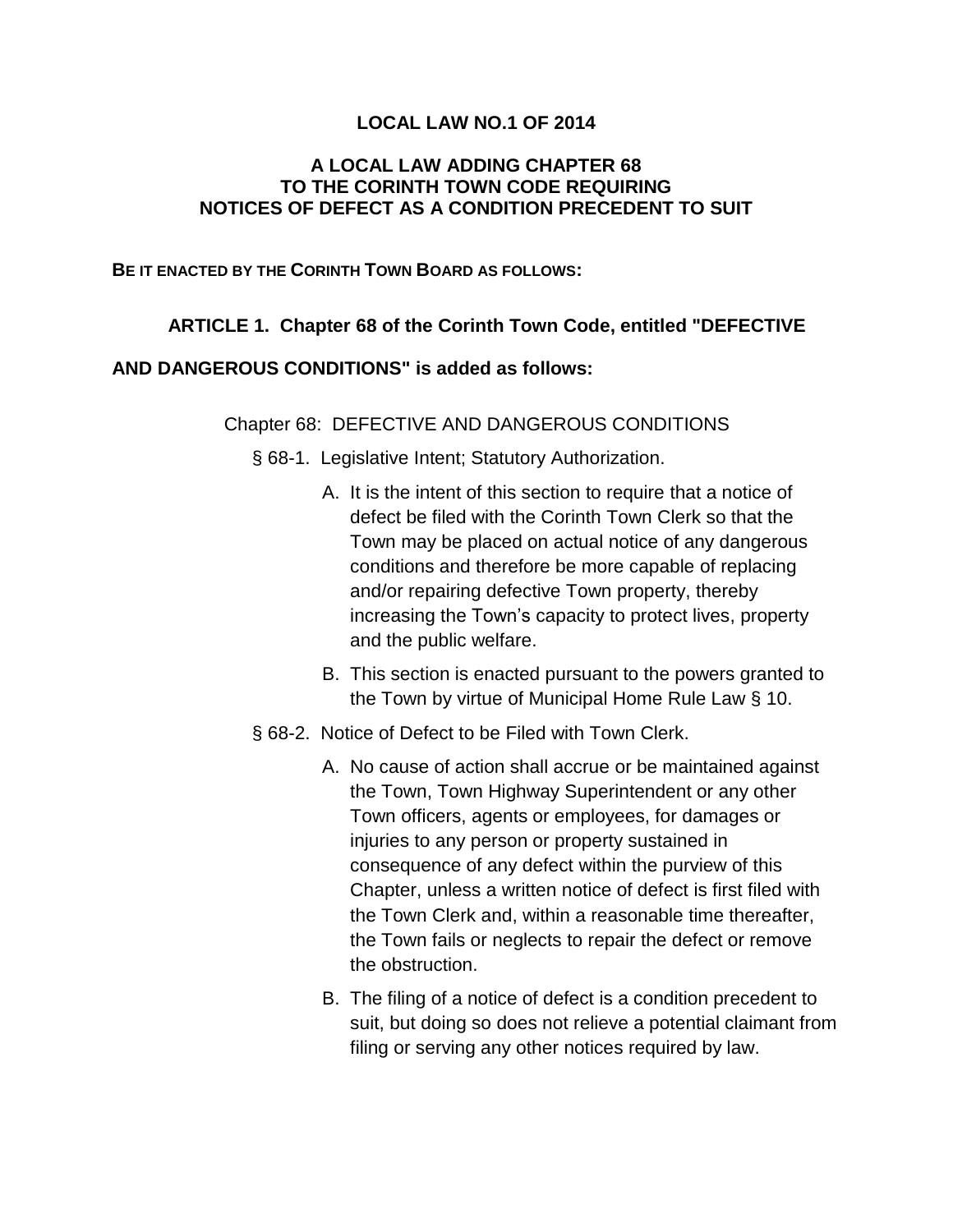# LOCAL LAW NO.1 OF 2014

## A LOCAL LAW ADDING CHAPTER 68 TO THE CORINTH TOWN CODE REQUIRING NOTICES OF DEFECT AS A CONDITION PRECEDENT TO SUIT

**BE IT ENACTED BY THE CORINTH TOWN BOARD AS FOLLOWS:**

**ARTICLE 1. Chapter 68 of the Corinth Town Code, entitled "DEFECTIVE AND DANGEROUS CONDITIONS" is added as follows:**

Chapter 68: DEFECTIVE AND DANGEROUS CONDITIONS

§ 68-1. Legislative Intent; Statutory Authorization.

A. It is the intent of this section to require that a notice of defect be filed with the Corinth Town Clerk so that the Town may be placed on actual notice of any dangerous conditions and therefore be more capable of replacing and/or repairing defective Town property, thereby increasing the Town's capacity to protect lives, property and the public welfare.

B. This section is enacted pursuant to the powers granted to the Town by virtue of Municipal Home Rule Law § 10.

§ 68-2. Notice of Defect to be Filed with Town Clerk.

A. No cause of action shall accrue or be maintained against the Town, Town Highway Superintendent or any other Town officers, agents or employees, for damages or injuries to any person or property sustained in consequence of any defect within the purview of this Chapter, unless a written notice of defect is first filed with the Town Clerk and, within a reasonable time thereafter, the Town fails or neglects to repair the defect or remove the obstruction.

B. The filing of a notice of defect is a condition precedent to suit, but doing so does not relieve a potential claimant from filing or serving any other notices required by law.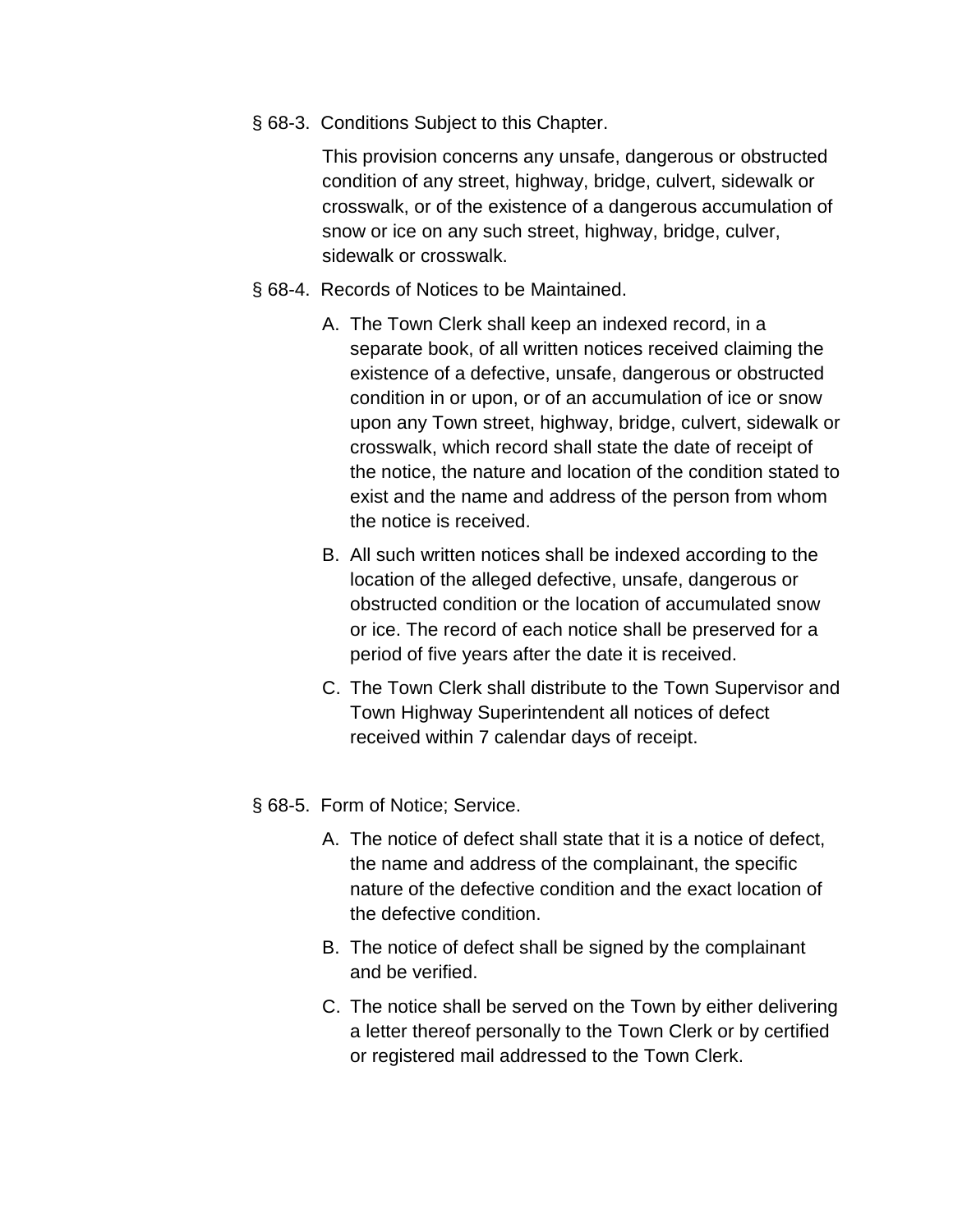§ 68-3. Conditions Subject to this Chapter.

This provision concerns any unsafe, dangerous or obstructed condition of any street, highway, bridge, culvert, sidewalk or crosswalk, or of the existence of a dangerous accumulation of snow or ice on any such street, highway, bridge, culver, sidewalk or crosswalk.

§ 68-4. Records of Notices to be Maintained.

A. The Town Clerk shall keep an indexed record, in a separate book, of all written notices received claiming the existence of a defective, unsafe, dangerous or obstructed condition in or upon, or of an accumulation of ice or snow upon any Town street, highway, bridge, culvert, sidewalk or crosswalk, which record shall state the date of receipt of the notice, the nature and location of the condition stated to exist and the name and address of the person from whom the notice is received.

B. All such written notices shall be indexed according to the location of the alleged defective, unsafe, dangerous or obstructed condition or the location of accumulated snow or ice. The record of each notice shall be preserved for a period of five years after the date it is received.

C. The Town Clerk shall distribute to the Town Supervisor and Town Highway Superintendent all notices of defect received within 7 calendar days of receipt.

§ 68-5. Form of Notice; Service.

A. The notice of defect shall state that it is a notice of defect, the name and address of the complainant, the specific nature of the defective condition and the exact location of the defective condition.

B. The notice of defect shall be signed by the complainant and be verified.

C. The notice shall be served on the Town by either delivering a letter thereof personally to the Town Clerk or by certified or registered mail addressed to the Town Clerk.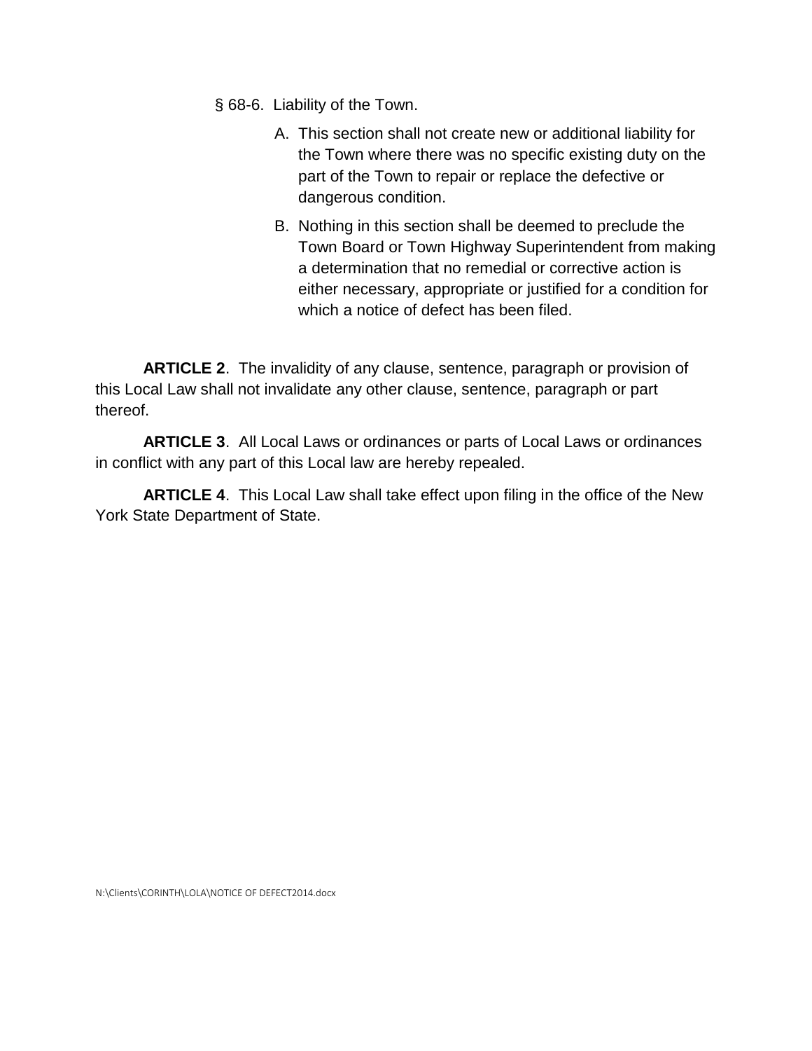§ 68-6. Liability of the Town.

A. This section shall not create new or additional liability for the Town where there was no specific existing duty on the part of the Town to repair or replace the defective or dangerous condition.

B. Nothing in this section shall be deemed to preclude the Town Board or Town Highway Superintendent from making a determination that no remedial or corrective action is either necessary, appropriate or justified for a condition for which a notice of defect has been filed.

**ARTICLE 2**. The invalidity of any clause, sentence, paragraph or provision of this Local Law shall not invalidate any other clause, sentence, paragraph or part thereof.

**ARTICLE 3**. All Local Laws or ordinances or parts of Local Laws or ordinances in conflict with any part of this Local law are hereby repealed.

**ARTICLE 4**. This Local Law shall take effect upon filing in the office of the New York State Department of State.

N:\Clients\CORINTH\LOLA\NOTICE OF DEFECT2014.docx